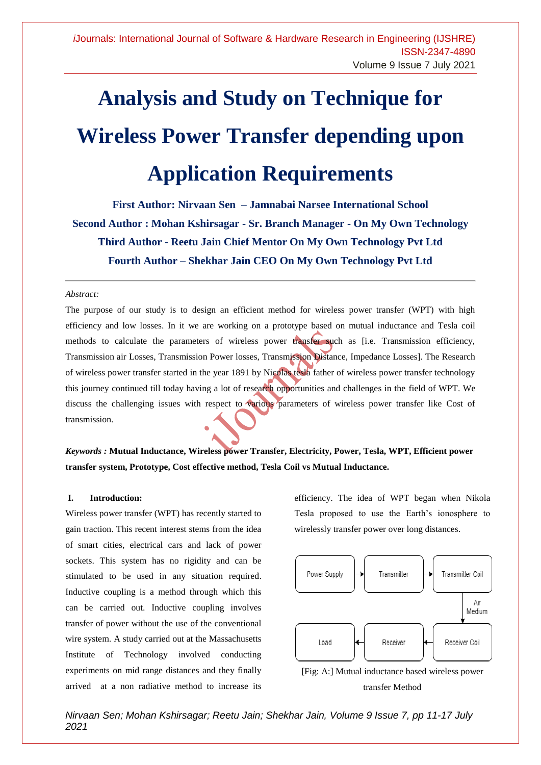# Analysis and Study on Technique for Wireless Power Transfer depending upon Application Requirements

**First Author: Nirvaan Sen – Jamnabai Narsee International School**

**Second Author : Mohan Kshirsagar - Sr. Branch Manager - On My Own Technology**

**Third Author - Reetu Jain Chief Mentor On My Own Technology Pvt Ltd**

**Fourth Author – Shekhar Jain CEO On My Own Technology Pvt Ltd**

---

*Abstract:*

The purpose of our study is to design an efficient method for wireless power transfer (WPT) with high efficiency and low losses. In it we are working on a prototype based on mutual inductance and Tesla coil methods to calculate the parameters of wireless power transfer such as [i.e. Transmission efficiency, Transmission air Losses, Transmission Power losses, Transmission Distance, Impedance Losses]. The Research of wireless power transfer started in the year 1891 by Nicolas tesla father of wireless power transfer technology this journey continued till today having a lot of research opportunities and challenges in the field of WPT. We discuss the challenging issues with respect to various parameters of wireless power transfer like Cost of transmission.

*Keywords :* **Mutual Inductance, Wireless power Transfer, Electricity, Power, Tesla, WPT, Efficient power transfer system, Prototype, Cost effective method, Tesla Coil vs Mutual Inductance.**

## I. Introduction:

Wireless power transfer (WPT) has recently started to gain traction. This recent interest stems from the idea of smart cities, electrical cars and lack of power sockets. This system has no rigidity and can be stimulated to be used in any situation required. Inductive coupling is a method through which this can be carried out. Inductive coupling involves transfer of power without the use of the conventional wire system. A study carried out at the Massachusetts Institute of Technology involved conducting experiments on mid range distances and they finally arrived at a non radiative method to increase its efficiency. The idea of WPT began when Nikola Tesla proposed to use the Earth's ionosphere to wirelessly transfer power over long distances.

Power Supply → Transmitter → Transmitter Coil → (Air Medium) → Receiver Coil → Receiver → Load

[Fig: A:] Mutual inductance based wireless power transfer Method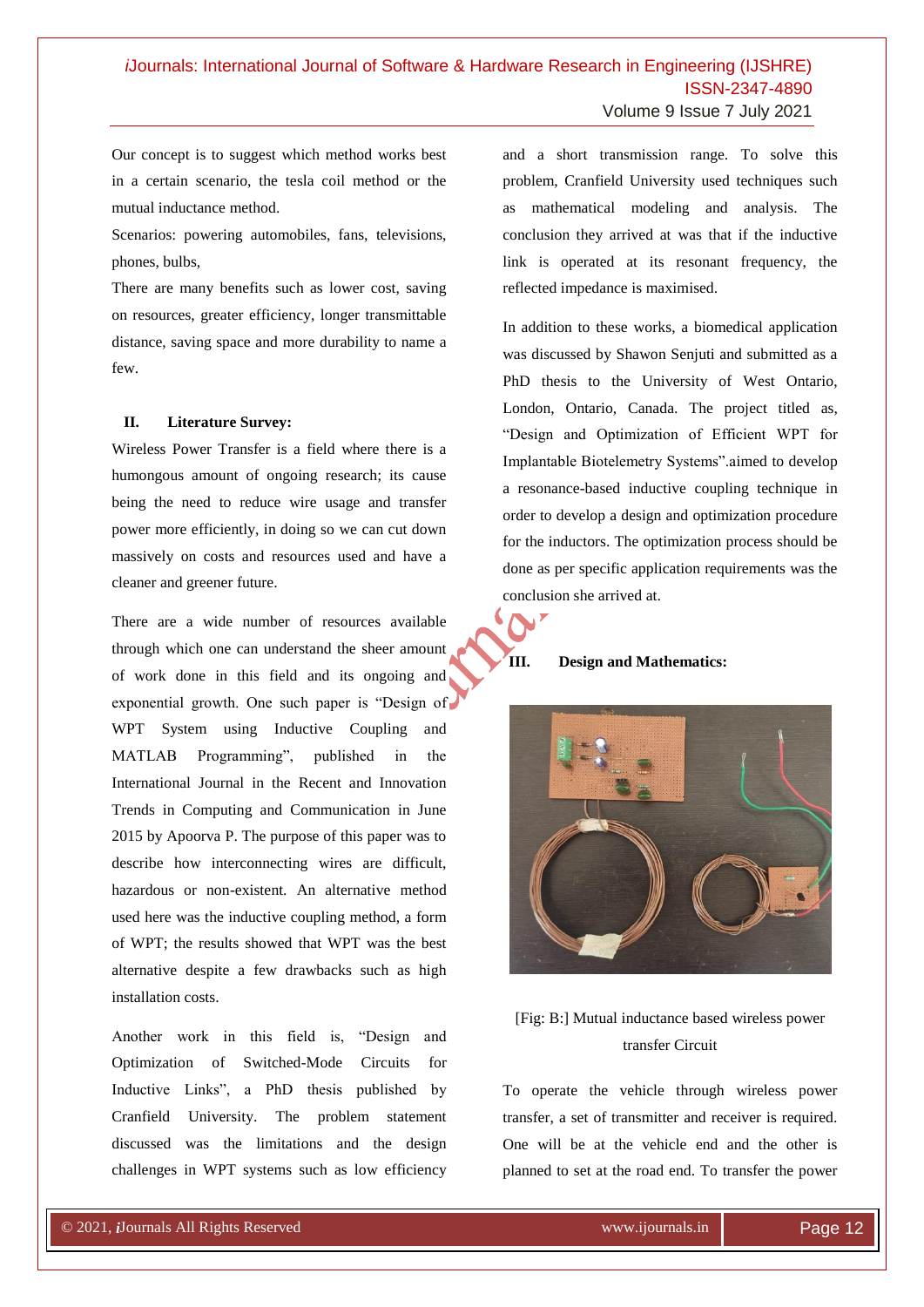Our concept is to suggest which method works best in a certain scenario, the tesla coil method or the mutual inductance method.

Scenarios: powering automobiles, fans, televisions, phones, bulbs,

There are many benefits such as lower cost, saving on resources, greater efficiency, longer transmittable distance, saving space and more durability to name a few.

## II. Literature Survey:

Wireless Power Transfer is a field where there is a humongous amount of ongoing research; its cause being the need to reduce wire usage and transfer power more efficiently, in doing so we can cut down massively on costs and resources used and have a cleaner and greener future.

There are a wide number of resources available through which one can understand the sheer amount of work done in this field and its ongoing and exponential growth. One such paper is "Design of WPT System using Inductive Coupling and MATLAB Programming", published in the International Journal in the Recent and Innovation Trends in Computing and Communication in June 2015 by Apoorva P. The purpose of this paper was to describe how interconnecting wires are difficult, hazardous or non-existent. An alternative method used here was the inductive coupling method, a form of WPT; the results showed that WPT was the best alternative despite a few drawbacks such as high installation costs.

Another work in this field is, "Design and Optimization of Switched-Mode Circuits for Inductive Links", a PhD thesis published by Cranfield University. The problem statement discussed was the limitations and the design challenges in WPT systems such as low efficiency and a short transmission range. To solve this problem, Cranfield University used techniques such as mathematical modeling and analysis. The conclusion they arrived at was that if the inductive link is operated at its resonant frequency, the reflected impedance is maximised.

In addition to these works, a biomedical application was discussed by Shawon Senjuti and submitted as a PhD thesis to the University of West Ontario, London, Ontario, Canada. The project titled as, "Design and Optimization of Efficient WPT for Implantable Biotelemetry Systems".aimed to develop a resonance-based inductive coupling technique in order to develop a design and optimization procedure for the inductors. The optimization process should be done as per specific application requirements was the conclusion she arrived at.

## III. Design and Mathematics:

[Fig: B:] Mutual inductance based wireless power transfer Circuit

To operate the vehicle through wireless power transfer, a set of transmitter and receiver is required. One will be at the vehicle end and the other is planned to set at the road end. To transfer the power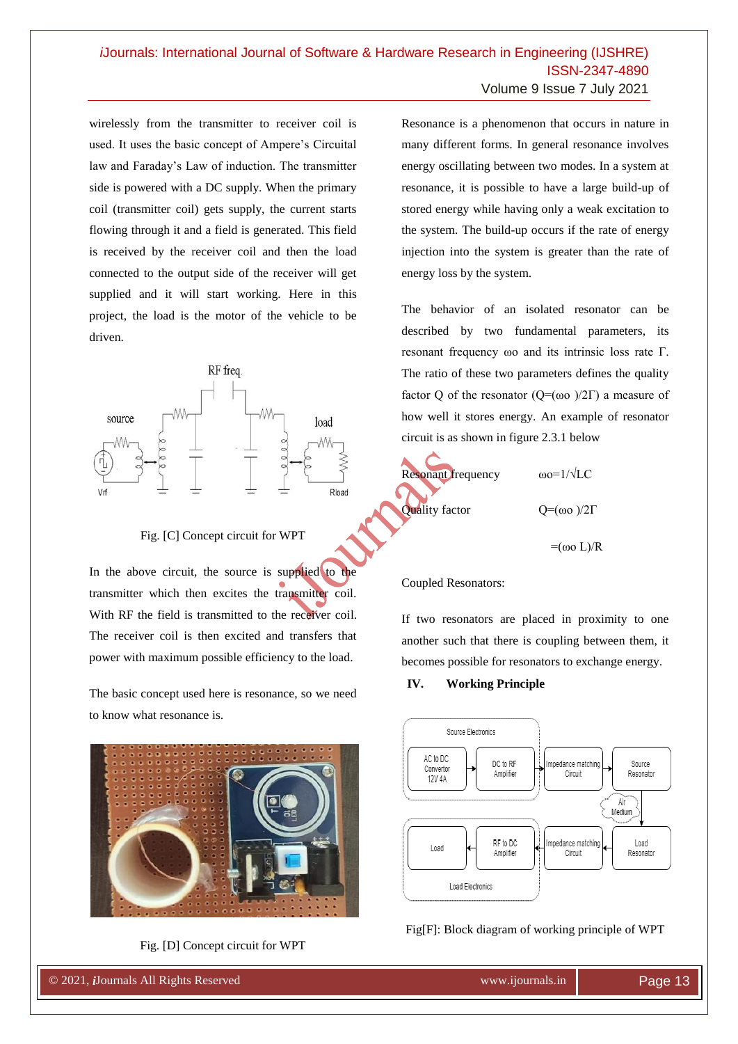wirelessly from the transmitter to receiver coil is used. It uses the basic concept of Ampere's Circuital law and Faraday's Law of induction. The transmitter side is powered with a DC supply. When the primary coil (transmitter coil) gets supply, the current starts flowing through it and a field is generated. This field is received by the receiver coil and then the load connected to the output side of the receiver will get supplied and it will start working. Here in this project, the load is the motor of the vehicle to be driven.

Fig. [C] Concept circuit for WPT

In the above circuit, the source is supplied to the transmitter which then excites the transmitter coil. With RF the field is transmitted to the receiver coil. The receiver coil is then excited and transfers that power with maximum possible efficiency to the load.

The basic concept used here is resonance, so we need to know what resonance is.

Fig. [D] Concept circuit for WPT

Resonance is a phenomenon that occurs in nature in many different forms. In general resonance involves energy oscillating between two modes. In a system at resonance, it is possible to have a large build-up of stored energy while having only a weak excitation to the system. The build-up occurs if the rate of energy injection into the system is greater than the rate of energy loss by the system.

The behavior of an isolated resonator can be described by two fundamental parameters, its resonant frequency $\omega_o$ and its intrinsic loss rate $\Gamma$. The ratio of these two parameters defines the quality factor Q of the resonator ($Q=(\omega_o)/2\Gamma$) a measure of how well it stores energy. An example of resonator circuit is as shown in figure 2.3.1 below

Resonant frequency $\omega_o=1/\sqrt{LC}$

Quality factor $Q=(\omega_o)/2\Gamma$

$=(\omega_o L)/R$

Coupled Resonators:

If two resonators are placed in proximity to one another such that there is coupling between them, it becomes possible for resonators to exchange energy.

## IV. Working Principle

Fig[F]: Block diagram of working principle of WPT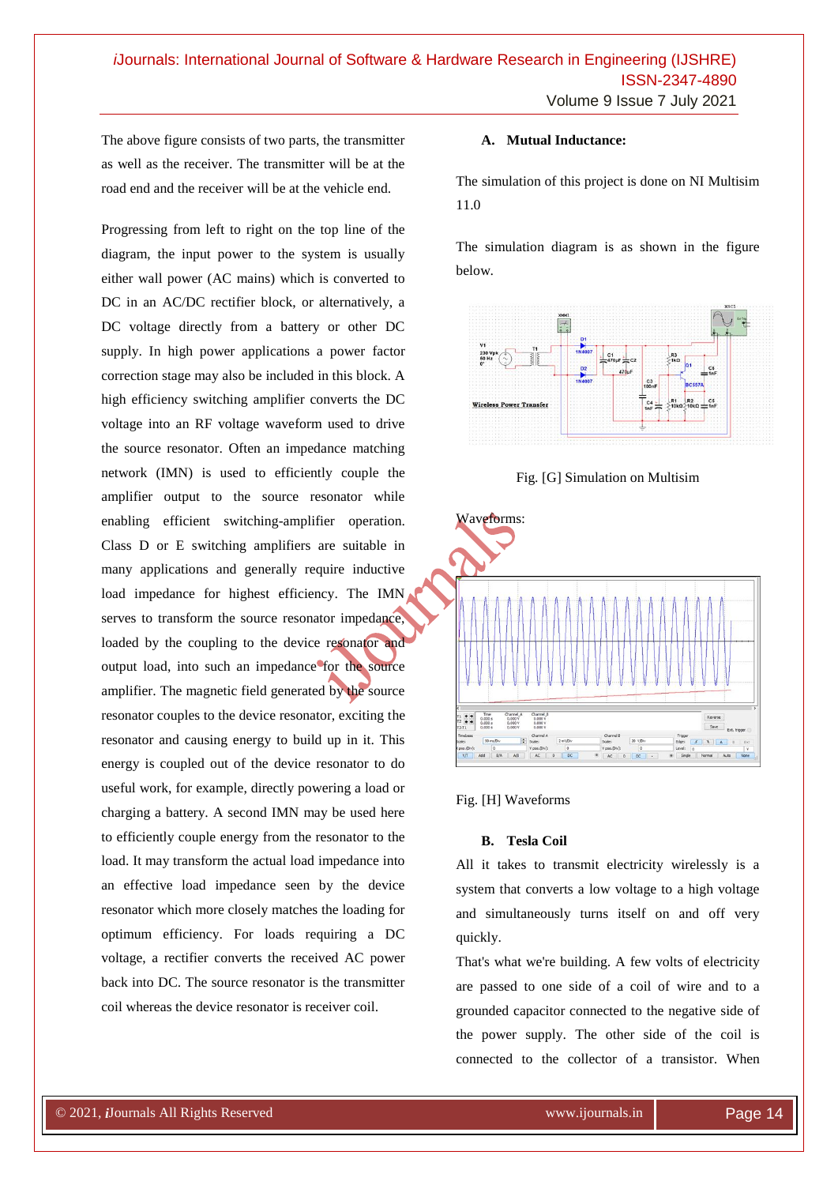The above figure consists of two parts, the transmitter as well as the receiver. The transmitter will be at the road end and the receiver will be at the vehicle end.

Progressing from left to right on the top line of the diagram, the input power to the system is usually either wall power (AC mains) which is converted to DC in an AC/DC rectifier block, or alternatively, a DC voltage directly from a battery or other DC supply. In high power applications a power factor correction stage may also be included in this block. A high efficiency switching amplifier converts the DC voltage into an RF voltage waveform used to drive the source resonator. Often an impedance matching network (IMN) is used to efficiently couple the amplifier output to the source resonator while enabling efficient switching-amplifier operation. Class D or E switching amplifiers are suitable in many applications and generally require inductive load impedance for highest efficiency. The IMN serves to transform the source resonator impedance, loaded by the coupling to the device resonator and output load, into such an impedance for the source amplifier. The magnetic field generated by the source resonator couples to the device resonator, exciting the resonator and causing energy to build up in it. This energy is coupled out of the device resonator to do useful work, for example, directly powering a load or charging a battery. A second IMN may be used here to efficiently couple energy from the resonator to the load. It may transform the actual load impedance into an effective load impedance seen by the device resonator which more closely matches the loading for optimum efficiency. For loads requiring a DC voltage, a rectifier converts the received AC power back into DC. The source resonator is the transmitter coil whereas the device resonator is receiver coil.

### A. Mutual Inductance:

The simulation of this project is done on NI Multisim 11.0

The simulation diagram is as shown in the figure below.

Fig. [G] Simulation on Multisim

Waveforms:

Fig. [H] Waveforms

### B. Tesla Coil

All it takes to transmit electricity wirelessly is a system that converts a low voltage to a high voltage and simultaneously turns itself on and off very quickly.

That's what we're building. A few volts of electricity are passed to one side of a coil of wire and to a grounded capacitor connected to the negative side of the power supply. The other side of the coil is connected to the collector of a transistor. When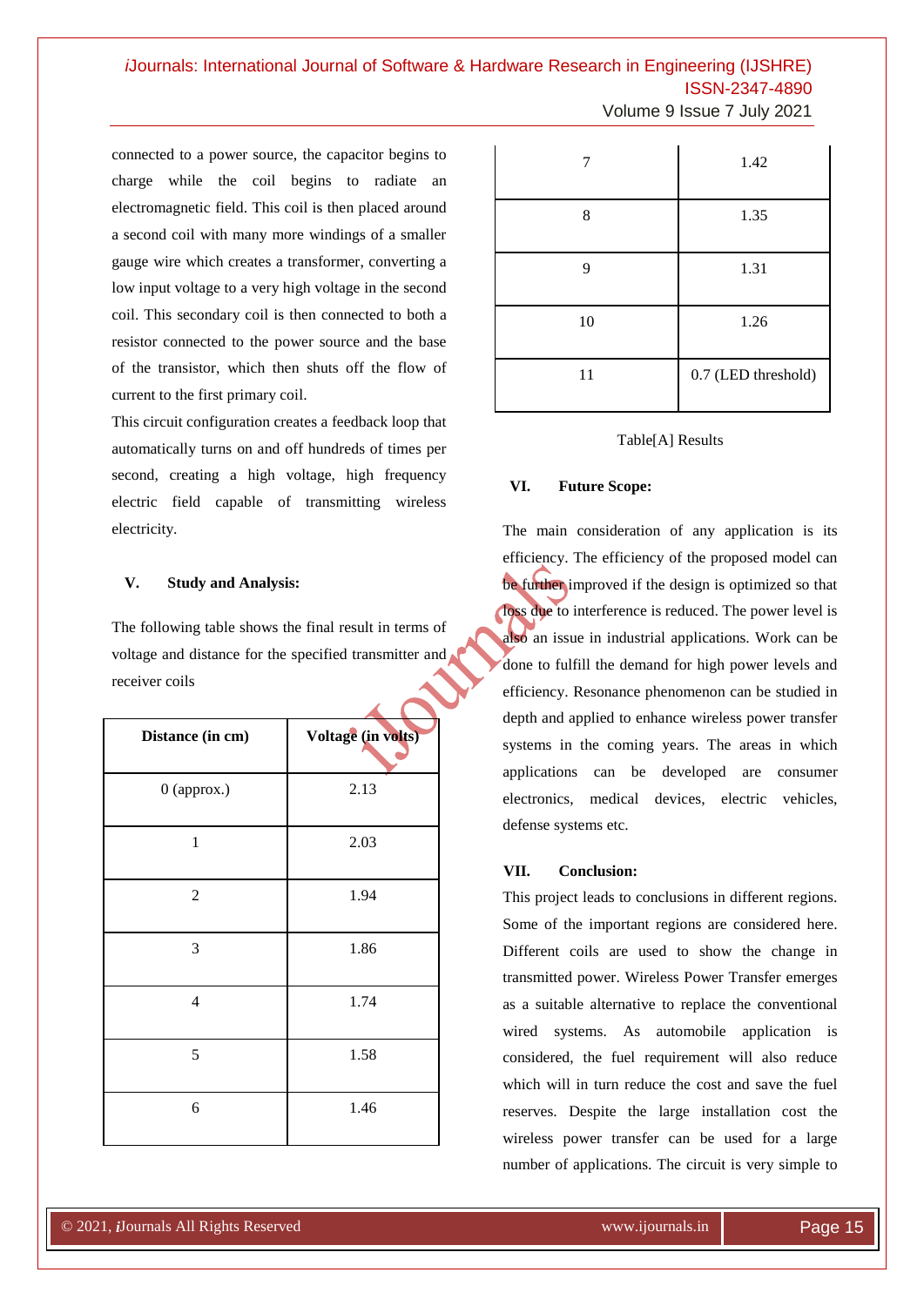connected to a power source, the capacitor begins to charge while the coil begins to radiate an electromagnetic field. This coil is then placed around a second coil with many more windings of a smaller gauge wire which creates a transformer, converting a low input voltage to a very high voltage in the second coil. This secondary coil is then connected to both a resistor connected to the power source and the base of the transistor, which then shuts off the flow of current to the first primary coil.

This circuit configuration creates a feedback loop that automatically turns on and off hundreds of times per second, creating a high voltage, high frequency electric field capable of transmitting wireless electricity.

## V. Study and Analysis:

The following table shows the final result in terms of voltage and distance for the specified transmitter and receiver coils

| Distance (in cm) | Voltage (in volts) |
|---|---|
| 0 (approx.) | 2.13 |
| 1 | 2.03 |
| 2 | 1.94 |
| 3 | 1.86 |
| 4 | 1.74 |
| 5 | 1.58 |
| 6 | 1.46 |
| 7 | 1.42 |
| 8 | 1.35 |
| 9 | 1.31 |
| 10 | 1.26 |
| 11 | 0.7 (LED threshold) |

Table[A] Results

## VI. Future Scope:

The main consideration of any application is its efficiency. The efficiency of the proposed model can be further improved if the design is optimized so that loss due to interference is reduced. The power level is also an issue in industrial applications. Work can be done to fulfill the demand for high power levels and efficiency. Resonance phenomenon can be studied in depth and applied to enhance wireless power transfer systems in the coming years. The areas in which applications can be developed are consumer electronics, medical devices, electric vehicles, defense systems etc.

## VII. Conclusion:

This project leads to conclusions in different regions. Some of the important regions are considered here. Different coils are used to show the change in transmitted power. Wireless Power Transfer emerges as a suitable alternative to replace the conventional wired systems. As automobile application is considered, the fuel requirement will also reduce which will in turn reduce the cost and save the fuel reserves. Despite the large installation cost the wireless power transfer can be used for a large number of applications. The circuit is very simple to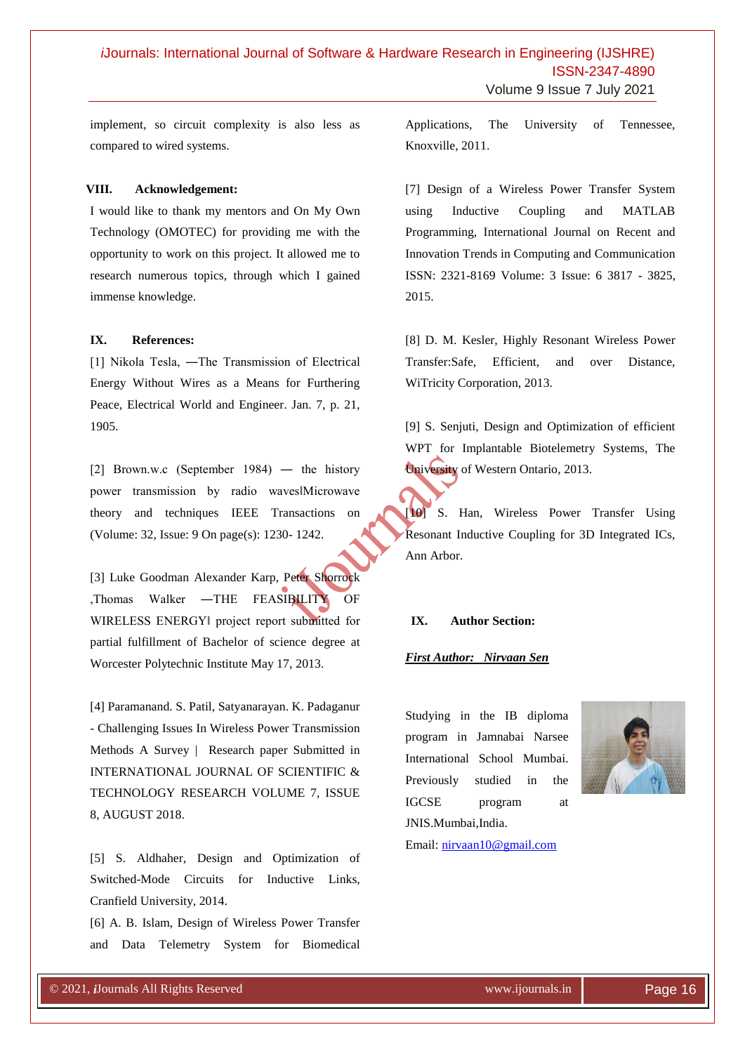implement, so circuit complexity is also less as compared to wired systems.

## VIII. Acknowledgement:

I would like to thank my mentors and On My Own Technology (OMOTEC) for providing me with the opportunity to work on this project. It allowed me to research numerous topics, through which I gained immense knowledge.

## IX. References:

[1] Nikola Tesla, ―The Transmission of Electrical Energy Without Wires as a Means for Furthering Peace, Electrical World and Engineer. Jan. 7, p. 21, 1905.

[2] Brown.w.c (September 1984) — the history power transmission by radio waves‖Microwave theory and techniques IEEE Transactions on (Volume: 32, Issue: 9 On page(s): 1230- 1242.

[3] Luke Goodman Alexander Karp, Peter Shorrock ,Thomas Walker ―THE FEASIBILITY OF WIRELESS ENERGY‖ project report submitted for partial fulfillment of Bachelor of science degree at Worcester Polytechnic Institute May 17, 2013.

[4] Paramanand. S. Patil, Satyanarayan. K. Padaganur - Challenging Issues In Wireless Power Transmission Methods A Survey | Research paper Submitted in INTERNATIONAL JOURNAL OF SCIENTIFIC & TECHNOLOGY RESEARCH VOLUME 7, ISSUE 8, AUGUST 2018.

[5] S. Aldhaher, Design and Optimization of Switched-Mode Circuits for Inductive Links, Cranfield University, 2014.

[6] A. B. Islam, Design of Wireless Power Transfer and Data Telemetry System for Biomedical Applications, The University of Tennessee, Knoxville, 2011.

[7] Design of a Wireless Power Transfer System using Inductive Coupling and MATLAB Programming, International Journal on Recent and Innovation Trends in Computing and Communication ISSN: 2321-8169 Volume: 3 Issue: 6 3817 - 3825, 2015.

[8] D. M. Kesler, Highly Resonant Wireless Power Transfer:Safe, Efficient, and over Distance, WiTricity Corporation, 2013.

[9] S. Senjuti, Design and Optimization of efficient WPT for Implantable Biotelemetry Systems, The University of Western Ontario, 2013.

[10] S. Han, Wireless Power Transfer Using Resonant Inductive Coupling for 3D Integrated ICs, Ann Arbor.

## IX. Author Section:

***First Author: Nirvaan Sen***

Studying in the IB diploma program in Jamnabai Narsee International School Mumbai. Previously studied in the IGCSE program at JNIS.Mumbai,India.

Email: nirvaan10@gmail.com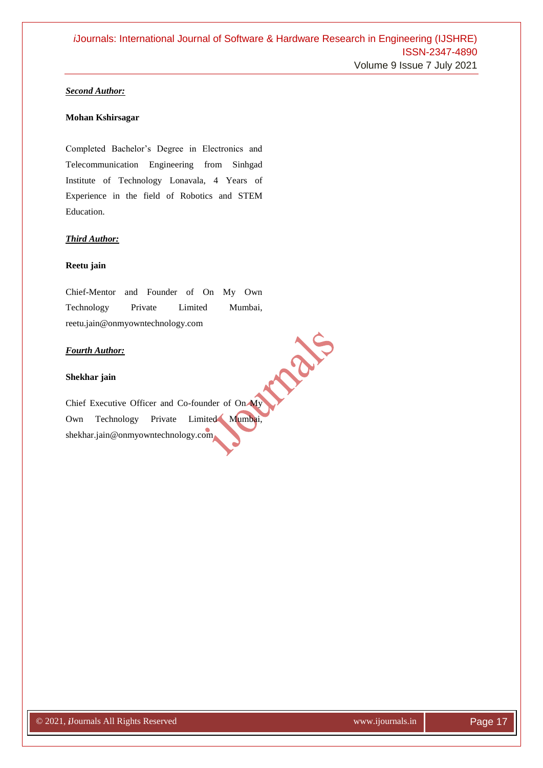***Second Author:***

**Mohan Kshirsagar**

Completed Bachelor's Degree in Electronics and Telecommunication Engineering from Sinhgad Institute of Technology Lonavala, 4 Years of Experience in the field of Robotics and STEM Education.

***Third Author:***

**Reetu jain**

Chief-Mentor and Founder of On My Own Technology Private Limited Mumbai, reetu.jain@onmyowntechnology.com

***Fourth Author:***

**Shekhar jain**

Chief Executive Officer and Co-founder of On My Own Technology Private Limited Mumbai, shekhar.jain@onmyowntechnology.com